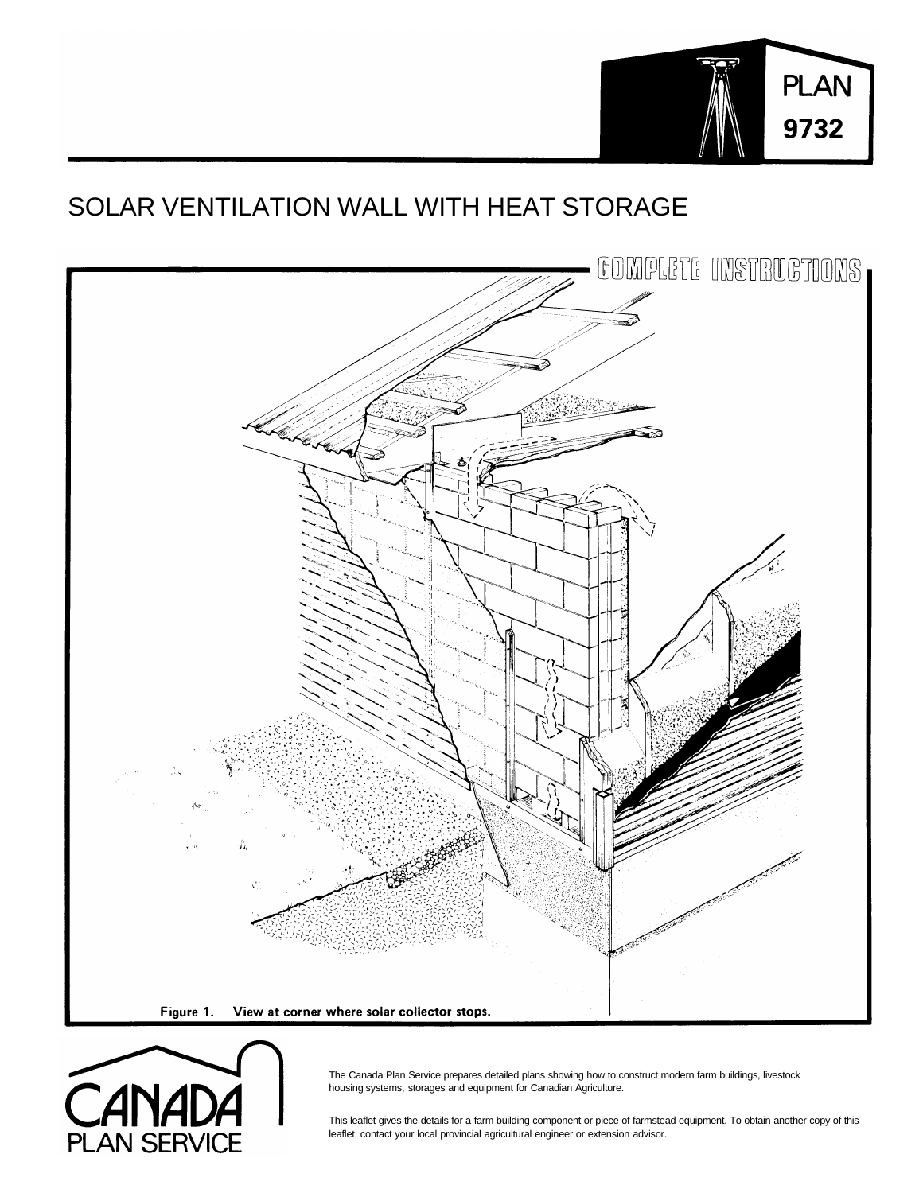PLAN 9732

# SOLAR VENTILATION WALL WITH HEAT STORAGE

COMPLETE INSTRUCTIONS

Figure 1. View at corner where solar collector stops.

CANADA PLAN SERVICE

The Canada Plan Service prepares detailed plans showing how to construct modern farm buildings, livestock housing systems, storages and equipment for Canadian Agriculture.

This leaflet gives the details for a farm building component or piece of farmstead equipment. To obtain another copy of this leaflet, contact your local provincial agricultural engineer or extension advisor.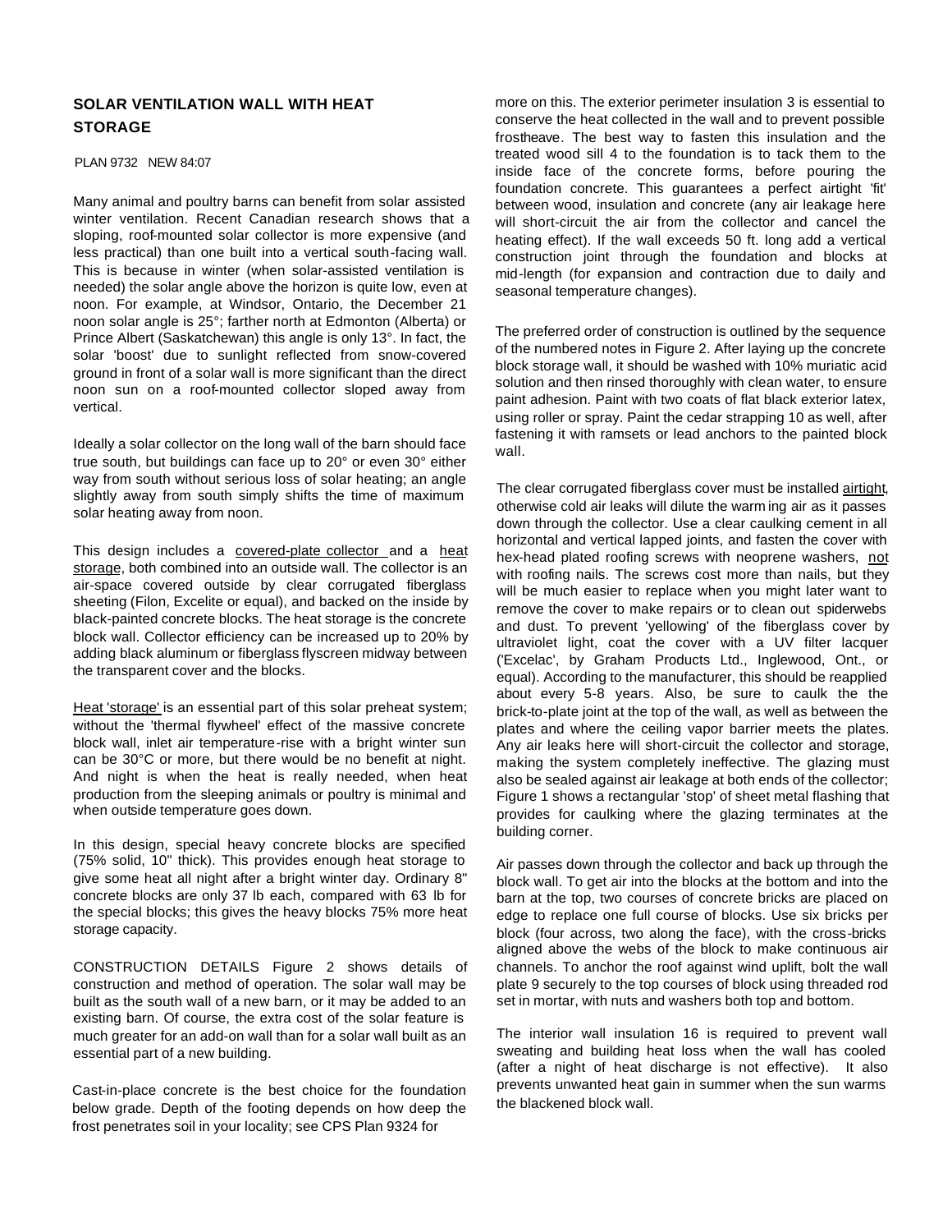## SOLAR VENTILATION WALL WITH HEAT STORAGE

PLAN 9732 NEW 84:07

Many animal and poultry barns can benefit from solar assisted winter ventilation. Recent Canadian research shows that a sloping, roof-mounted solar collector is more expensive (and less practical) than one built into a vertical south-facing wall. This is because in winter (when solar-assisted ventilation is needed) the solar angle above the horizon is quite low, even at noon. For example, at Windsor, Ontario, the December 21 noon solar angle is 25°; farther north at Edmonton (Alberta) or Prince Albert (Saskatchewan) this angle is only 13°. In fact, the solar 'boost' due to sunlight reflected from snow-covered ground in front of a solar wall is more significant than the direct noon sun on a roof-mounted collector sloped away from vertical.

Ideally a solar collector on the long wall of the barn should face true south, but buildings can face up to 20° or even 30° either way from south without serious loss of solar heating; an angle slightly away from south simply shifts the time of maximum solar heating away from noon.

This design includes a covered-plate collector and a heat storage, both combined into an outside wall. The collector is an air-space covered outside by clear corrugated fiberglass sheeting (Filon, Excelite or equal), and backed on the inside by black-painted concrete blocks. The heat storage is the concrete block wall. Collector efficiency can be increased up to 20% by adding black aluminum or fiberglass flyscreen midway between the transparent cover and the blocks.

Heat 'storage' is an essential part of this solar preheat system; without the 'thermal flywheel' effect of the massive concrete block wall, inlet air temperature-rise with a bright winter sun can be 30°C or more, but there would be no benefit at night. And night is when the heat is really needed, when heat production from the sleeping animals or poultry is minimal and when outside temperature goes down.

In this design, special heavy concrete blocks are specified (75% solid, 10" thick). This provides enough heat storage to give some heat all night after a bright winter day. Ordinary 8" concrete blocks are only 37 lb each, compared with 63 lb for the special blocks; this gives the heavy blocks 75% more heat storage capacity.

CONSTRUCTION DETAILS Figure 2 shows details of construction and method of operation. The solar wall may be built as the south wall of a new barn, or it may be added to an existing barn. Of course, the extra cost of the solar feature is much greater for an add-on wall than for a solar wall built as an essential part of a new building.

Cast-in-place concrete is the best choice for the foundation below grade. Depth of the footing depends on how deep the frost penetrates soil in your locality; see CPS Plan 9324 for more on this. The exterior perimeter insulation 3 is essential to conserve the heat collected in the wall and to prevent possible frostheave. The best way to fasten this insulation and the treated wood sill 4 to the foundation is to tack them to the inside face of the concrete forms, before pouring the foundation concrete. This guarantees a perfect airtight 'fit' between wood, insulation and concrete (any air leakage here will short-circuit the air from the collector and cancel the heating effect). If the wall exceeds 50 ft. long add a vertical construction joint through the foundation and blocks at mid-length (for expansion and contraction due to daily and seasonal temperature changes).

The preferred order of construction is outlined by the sequence of the numbered notes in Figure 2. After laying up the concrete block storage wall, it should be washed with 10% muriatic acid solution and then rinsed thoroughly with clean water, to ensure paint adhesion. Paint with two coats of flat black exterior latex, using roller or spray. Paint the cedar strapping 10 as well, after fastening it with ramsets or lead anchors to the painted block wall.

The clear corrugated fiberglass cover must be installed airtight, otherwise cold air leaks will dilute the warming air as it passes down through the collector. Use a clear caulking cement in all horizontal and vertical lapped joints, and fasten the cover with hex-head plated roofing screws with neoprene washers, not with roofing nails. The screws cost more than nails, but they will be much easier to replace when you might later want to remove the cover to make repairs or to clean out spiderwebs and dust. To prevent 'yellowing' of the fiberglass cover by ultraviolet light, coat the cover with a UV filter lacquer ('Excelac', by Graham Products Ltd., Inglewood, Ont., or equal). According to the manufacturer, this should be reapplied about every 5-8 years. Also, be sure to caulk the the brick-to-plate joint at the top of the wall, as well as between the plates and where the ceiling vapor barrier meets the plates. Any air leaks here will short-circuit the collector and storage, making the system completely ineffective. The glazing must also be sealed against air leakage at both ends of the collector; Figure 1 shows a rectangular 'stop' of sheet metal flashing that provides for caulking where the glazing terminates at the building corner.

Air passes down through the collector and back up through the block wall. To get air into the blocks at the bottom and into the barn at the top, two courses of concrete bricks are placed on edge to replace one full course of blocks. Use six bricks per block (four across, two along the face), with the cross-bricks aligned above the webs of the block to make continuous air channels. To anchor the roof against wind uplift, bolt the wall plate 9 securely to the top courses of block using threaded rod set in mortar, with nuts and washers both top and bottom.

The interior wall insulation 16 is required to prevent wall sweating and building heat loss when the wall has cooled (after a night of heat discharge is not effective). It also prevents unwanted heat gain in summer when the sun warms the blackened block wall.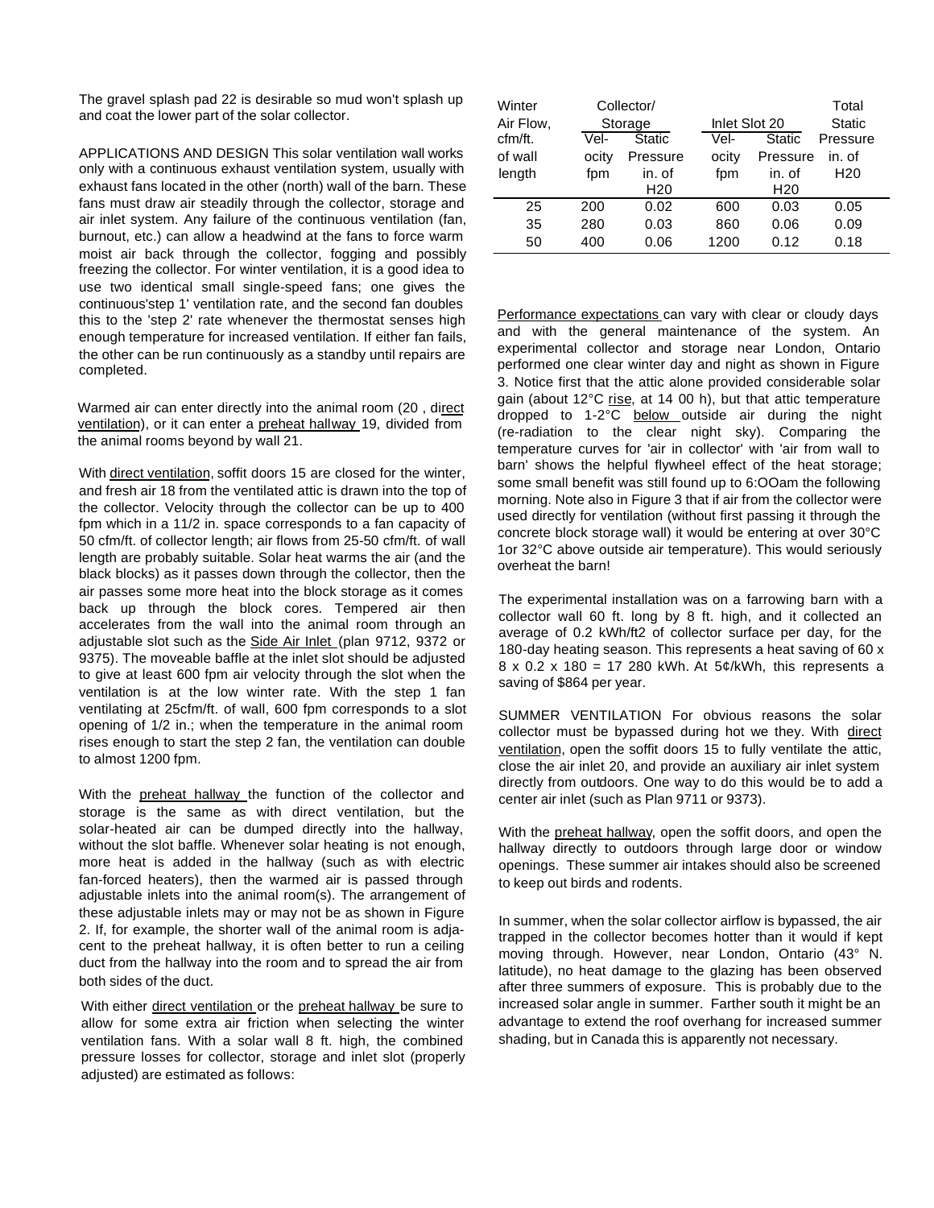The gravel splash pad 22 is desirable so mud won't splash up and coat the lower part of the solar collector.

APPLICATIONS AND DESIGN This solar ventilation wall works only with a continuous exhaust ventilation system, usually with exhaust fans located in the other (north) wall of the barn. These fans must draw air steadily through the collector, storage and air inlet system. Any failure of the continuous ventilation (fan, burnout, etc.) can allow a headwind at the fans to force warm moist air back through the collector, fogging and possibly freezing the collector. For winter ventilation, it is a good idea to use two identical small single-speed fans; one gives the continuous'step 1' ventilation rate, and the second fan doubles this to the 'step 2' rate whenever the thermostat senses high enough temperature for increased ventilation. If either fan fails, the other can be run continuously as a standby until repairs are completed.

Warmed air can enter directly into the animal room (20 , direct ventilation), or it can enter a preheat hallway 19, divided from the animal rooms beyond by wall 21.

With direct ventilation, soffit doors 15 are closed for the winter, and fresh air 18 from the ventilated attic is drawn into the top of the collector. Velocity through the collector can be up to 400 fpm which in a 11/2 in. space corresponds to a fan capacity of 50 cfm/ft. of collector length; air flows from 25-50 cfm/ft. of wall length are probably suitable. Solar heat warms the air (and the black blocks) as it passes down through the collector, then the air passes some more heat into the block storage as it comes back up through the block cores. Tempered air then accelerates from the wall into the animal room through an adjustable slot such as the Side Air Inlet (plan 9712, 9372 or 9375). The moveable baffle at the inlet slot should be adjusted to give at least 600 fpm air velocity through the slot when the ventilation is at the low winter rate. With the step 1 fan ventilating at 25cfm/ft. of wall, 600 fpm corresponds to a slot opening of 1/2 in.; when the temperature in the animal room rises enough to start the step 2 fan, the ventilation can double to almost 1200 fpm.

With the preheat hallway the function of the collector and storage is the same as with direct ventilation, but the solar-heated air can be dumped directly into the hallway, without the slot baffle. Whenever solar heating is not enough, more heat is added in the hallway (such as with electric fan-forced heaters), then the warmed air is passed through adjustable inlets into the animal room(s). The arrangement of these adjustable inlets may or may not be as shown in Figure 2. If, for example, the shorter wall of the animal room is adjacent to the preheat hallway, it is often better to run a ceiling duct from the hallway into the room and to spread the air from both sides of the duct.

With either direct ventilation or the preheat hallway be sure to allow for some extra air friction when selecting the winter ventilation fans. With a solar wall 8 ft. high, the combined pressure losses for collector, storage and inlet slot (properly adjusted) are estimated as follows:

| Winter Air Flow, cfm/ft. of wall length | Collector/ Storage | | Inlet Slot 20 | | Total Static Pressure in. of H20 |
|---|---|---|---|---|---|
| | Vel-ocity fpm | Static Pressure in. of H20 | Vel-ocity fpm | Static Pressure in. of H20 | |
| 25 | 200 | 0.02 | 600 | 0.03 | 0.05 |
| 35 | 280 | 0.03 | 860 | 0.06 | 0.09 |
| 50 | 400 | 0.06 | 1200 | 0.12 | 0.18 |

Performance expectations can vary with clear or cloudy days and with the general maintenance of the system. An experimental collector and storage near London, Ontario performed one clear winter day and night as shown in Figure 3. Notice first that the attic alone provided considerable solar gain (about 12°C rise, at 14 00 h), but that attic temperature dropped to 1-2°C below outside air during the night (re-radiation to the clear night sky). Comparing the temperature curves for 'air in collector' with 'air from wall to barn' shows the helpful flywheel effect of the heat storage; some small benefit was still found up to 6:OOam the following morning. Note also in Figure 3 that if air from the collector were used directly for ventilation (without first passing it through the concrete block storage wall) it would be entering at over 30°C 1or 32°C above outside air temperature). This would seriously overheat the barn!

The experimental installation was on a farrowing barn with a collector wall 60 ft. long by 8 ft. high, and it collected an average of 0.2 kWh/ft2 of collector surface per day, for the 180-day heating season. This represents a heat saving of 60 x 8 x 0.2 x 180 = 17 280 kWh. At 5¢/kWh, this represents a saving of $864 per year.

SUMMER VENTILATION For obvious reasons the solar collector must be bypassed during hot we they. With direct ventilation, open the soffit doors 15 to fully ventilate the attic, close the air inlet 20, and provide an auxiliary air inlet system directly from outdoors. One way to do this would be to add a center air inlet (such as Plan 9711 or 9373).

With the preheat hallway, open the soffit doors, and open the hallway directly to outdoors through large door or window openings. These summer air intakes should also be screened to keep out birds and rodents.

In summer, when the solar collector airflow is bypassed, the air trapped in the collector becomes hotter than it would if kept moving through. However, near London, Ontario (43° N. latitude), no heat damage to the glazing has been observed after three summers of exposure. This is probably due to the increased solar angle in summer. Farther south it might be an advantage to extend the roof overhang for increased summer shading, but in Canada this is apparently not necessary.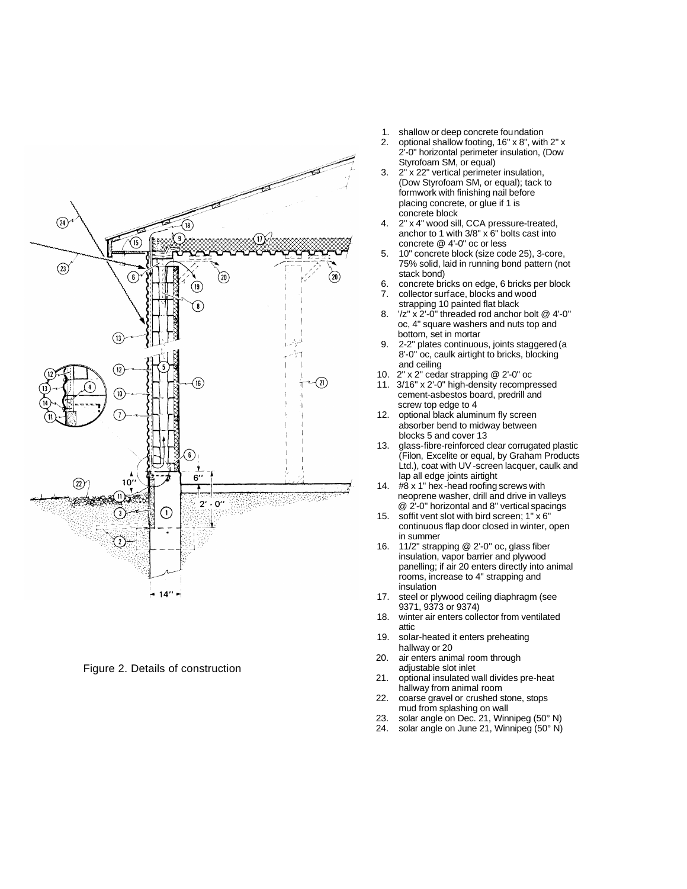1. shallow or deep concrete foundation
2. optional shallow footing, 16" x 8", with 2" x 2'-0" horizontal perimeter insulation, (Dow Styrofoam SM, or equal)
3. 2" x 22" vertical perimeter insulation, (Dow Styrofoam SM, or equal); tack to formwork with finishing nail before placing concrete, or glue if 1 is concrete block
4. 2" x 4" wood sill, CCA pressure-treated, anchor to 1 with 3/8" x 6" bolts cast into concrete @ 4'-0" oc or less
5. 10" concrete block (size code 25), 3-core, 75% solid, laid in running bond pattern (not stack bond)
6. concrete bricks on edge, 6 bricks per block
7. collector surface, blocks and wood strapping 10 painted flat black
8. '/z" x 2'-0" threaded rod anchor bolt @ 4'-0" oc, 4" square washers and nuts top and bottom, set in mortar
9. 2-2" plates continuous, joints staggered (a 8'-0" oc, caulk airtight to bricks, blocking and ceiling
10. 2" x 2" cedar strapping @ 2'-0" oc
11. 3/16" x 2'-0" high-density recompressed cement-asbestos board, predrill and screw top edge to 4
12. optional black aluminum fly screen absorber bend to midway between blocks 5 and cover 13
13. glass-fibre-reinforced clear corrugated plastic (Filon, Excelite or equal, by Graham Products Ltd.), coat with UV-screen lacquer, caulk and lap all edge joints airtight
14. #8 x 1" hex-head roofing screws with neoprene washer, drill and drive in valleys @ 2'-0" horizontal and 8" vertical spacings
15. soffit vent slot with bird screen; 1" x 6" continuous flap door closed in winter, open in summer
16. 11/2" strapping @ 2'-0" oc, glass fiber insulation, vapor barrier and plywood panelling; if air 20 enters directly into animal rooms, increase to 4" strapping and insulation
17. steel or plywood ceiling diaphragm (see 9371, 9373 or 9374)
18. winter air enters collector from ventilated attic
19. solar-heated it enters preheating hallway or 20
20. air enters animal room through adjustable slot inlet
21. optional insulated wall divides pre-heat hallway from animal room
22. coarse gravel or crushed stone, stops mud from splashing on wall
23. solar angle on Dec. 21, Winnipeg (50° N)
24. solar angle on June 21, Winnipeg (50° N)

10"

6"

2' - 0"

14"

Figure 2. Details of construction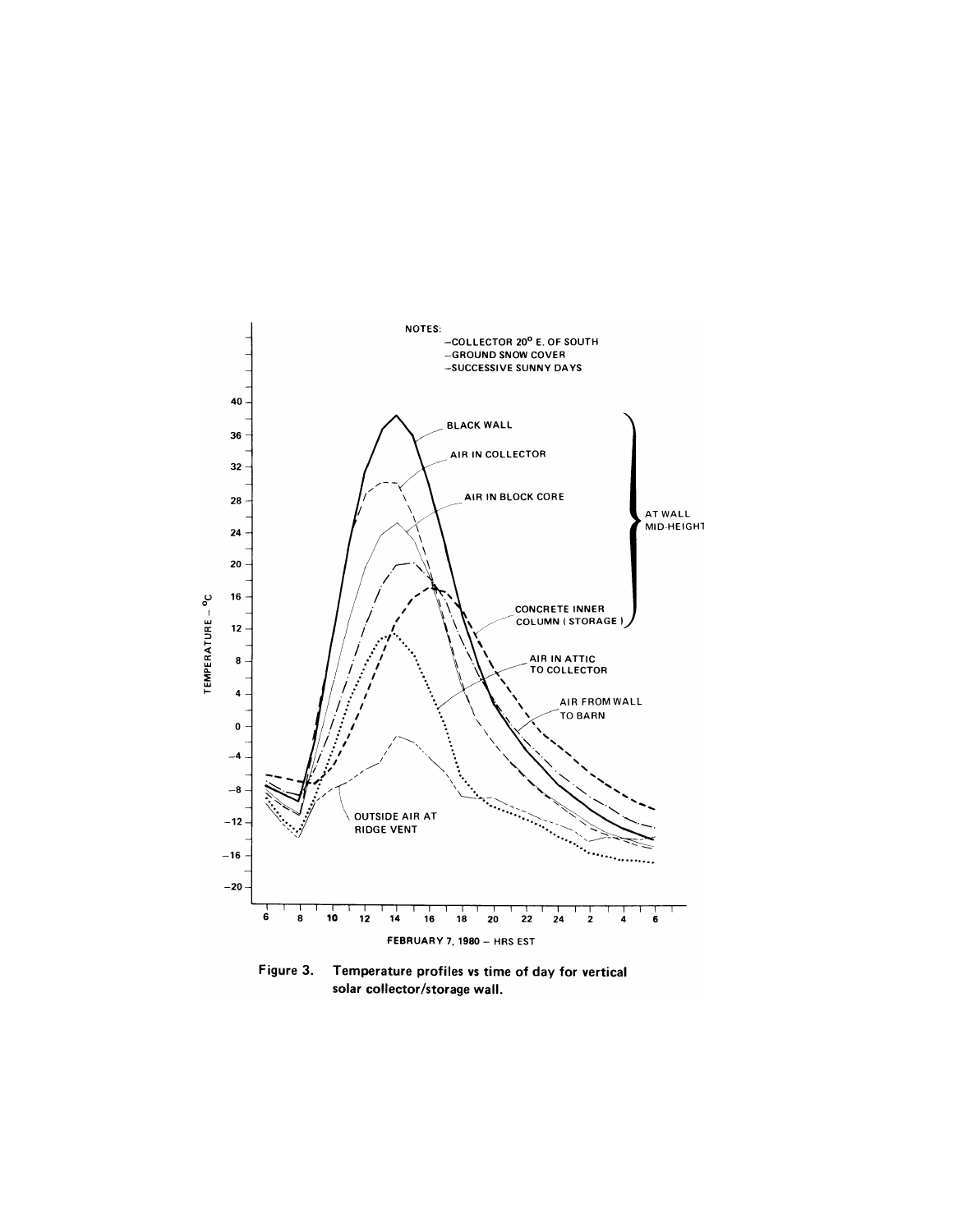NOTES:
—COLLECTOR 20° E. OF SOUTH
—GROUND SNOW COVER
—SUCCESSIVE SUNNY DAYS

BLACK WALL

AIR IN COLLECTOR

AIR IN BLOCK CORE

AT WALL MID-HEIGHT

CONCRETE INNER COLUMN (STORAGE)

AIR IN ATTIC TO COLLECTOR

AIR FROM WALL TO BARN

OUTSIDE AIR AT RIDGE VENT

TEMPERATURE – °C

40
36
32
28
24
20
16
12
8
4
0
−4
−8
−12
−16
−20

6 8 10 12 14 16 18 20 22 24 2 4 6

FEBRUARY 7, 1980 – HRS EST

**Figure 3. Temperature profiles vs time of day for vertical solar collector/storage wall.**